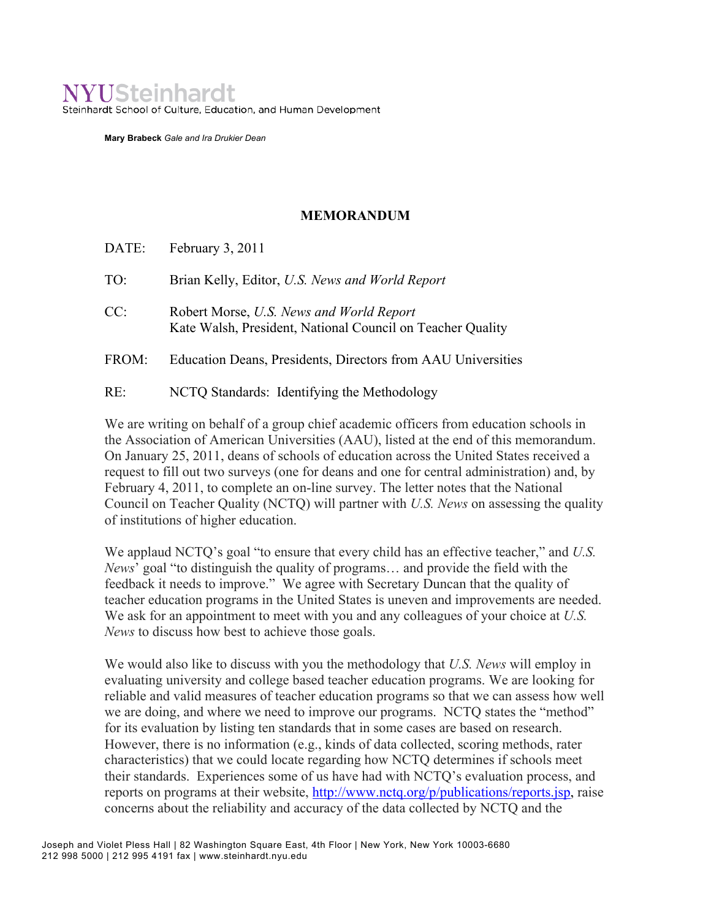NYUSteinhardt
Steinhardt School of Culture, Education, and Human Development

**Mary Brabeck** *Gale and Ira Drukier Dean*

## MEMORANDUM

DATE: February 3, 2011

TO: Brian Kelly, Editor, *U.S. News and World Report*

CC: Robert Morse, *U.S. News and World Report*
Kate Walsh, President, National Council on Teacher Quality

FROM: Education Deans, Presidents, Directors from AAU Universities

RE: NCTQ Standards: Identifying the Methodology

We are writing on behalf of a group chief academic officers from education schools in the Association of American Universities (AAU), listed at the end of this memorandum. On January 25, 2011, deans of schools of education across the United States received a request to fill out two surveys (one for deans and one for central administration) and, by February 4, 2011, to complete an on-line survey. The letter notes that the National Council on Teacher Quality (NCTQ) will partner with *U.S. News* on assessing the quality of institutions of higher education.

We applaud NCTQ's goal "to ensure that every child has an effective teacher," and *U.S. News*' goal "to distinguish the quality of programs… and provide the field with the feedback it needs to improve." We agree with Secretary Duncan that the quality of teacher education programs in the United States is uneven and improvements are needed. We ask for an appointment to meet with you and any colleagues of your choice at *U.S. News* to discuss how best to achieve those goals.

We would also like to discuss with you the methodology that *U.S. News* will employ in evaluating university and college based teacher education programs. We are looking for reliable and valid measures of teacher education programs so that we can assess how well we are doing, and where we need to improve our programs. NCTQ states the "method" for its evaluation by listing ten standards that in some cases are based on research. However, there is no information (e.g., kinds of data collected, scoring methods, rater characteristics) that we could locate regarding how NCTQ determines if schools meet their standards. Experiences some of us have had with NCTQ's evaluation process, and reports on programs at their website, http://www.nctq.org/p/publications/reports.jsp, raise concerns about the reliability and accuracy of the data collected by NCTQ and the

Joseph and Violet Pless Hall | 82 Washington Square East, 4th Floor | New York, New York 10003-6680
212 998 5000 | 212 995 4191 fax | www.steinhardt.nyu.edu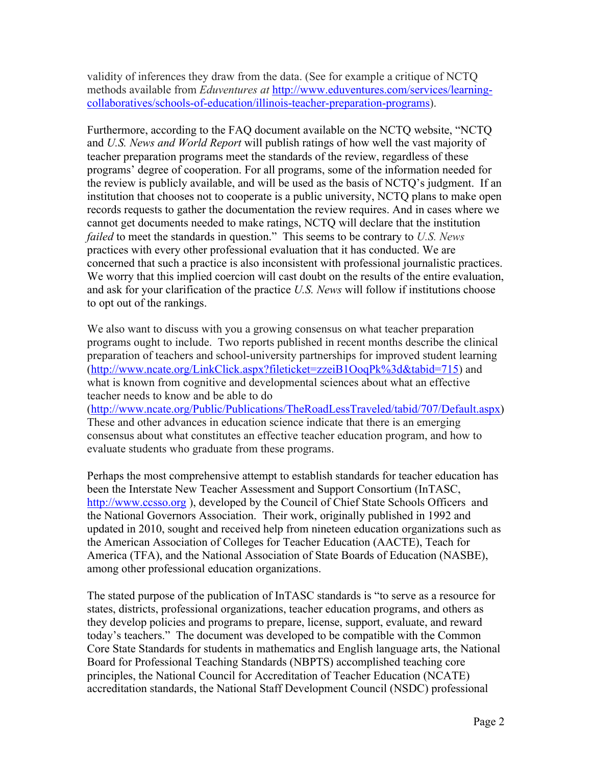validity of inferences they draw from the data. (See for example a critique of NCTQ methods available from *Eduventures at* [http://www.eduventures.com/services/learning-collaboratives/schools-of-education/illinois-teacher-preparation-programs](http://www.eduventures.com/services/learning-collaboratives/schools-of-education/illinois-teacher-preparation-programs)).

Furthermore, according to the FAQ document available on the NCTQ website, "NCTQ and *U.S. News and World Report* will publish ratings of how well the vast majority of teacher preparation programs meet the standards of the review, regardless of these programs' degree of cooperation. For all programs, some of the information needed for the review is publicly available, and will be used as the basis of NCTQ's judgment. If an institution that chooses not to cooperate is a public university, NCTQ plans to make open records requests to gather the documentation the review requires. And in cases where we cannot get documents needed to make ratings, NCTQ will declare that the institution *failed* to meet the standards in question." This seems to be contrary to *U.S. News* practices with every other professional evaluation that it has conducted. We are concerned that such a practice is also inconsistent with professional journalistic practices. We worry that this implied coercion will cast doubt on the results of the entire evaluation, and ask for your clarification of the practice *U.S. News* will follow if institutions choose to opt out of the rankings.

We also want to discuss with you a growing consensus on what teacher preparation programs ought to include. Two reports published in recent months describe the clinical preparation of teachers and school-university partnerships for improved student learning ([http://www.ncate.org/LinkClick.aspx?fileticket=zzeiB1OoqPk%3d&tabid=715](http://www.ncate.org/LinkClick.aspx?fileticket=zzeiB1OoqPk%3d&tabid=715)) and what is known from cognitive and developmental sciences about what an effective teacher needs to know and be able to do ([http://www.ncate.org/Public/Publications/TheRoadLessTraveled/tabid/707/Default.aspx](http://www.ncate.org/Public/Publications/TheRoadLessTraveled/tabid/707/Default.aspx)) These and other advances in education science indicate that there is an emerging consensus about what constitutes an effective teacher education program, and how to evaluate students who graduate from these programs.

Perhaps the most comprehensive attempt to establish standards for teacher education has been the Interstate New Teacher Assessment and Support Consortium (InTASC, [http://www.ccsso.org](http://www.ccsso.org) ), developed by the Council of Chief State Schools Officers and the National Governors Association. Their work, originally published in 1992 and updated in 2010, sought and received help from nineteen education organizations such as the American Association of Colleges for Teacher Education (AACTE), Teach for America (TFA), and the National Association of State Boards of Education (NASBE), among other professional education organizations.

The stated purpose of the publication of InTASC standards is "to serve as a resource for states, districts, professional organizations, teacher education programs, and others as they develop policies and programs to prepare, license, support, evaluate, and reward today's teachers." The document was developed to be compatible with the Common Core State Standards for students in mathematics and English language arts, the National Board for Professional Teaching Standards (NBPTS) accomplished teaching core principles, the National Council for Accreditation of Teacher Education (NCATE) accreditation standards, the National Staff Development Council (NSDC) professional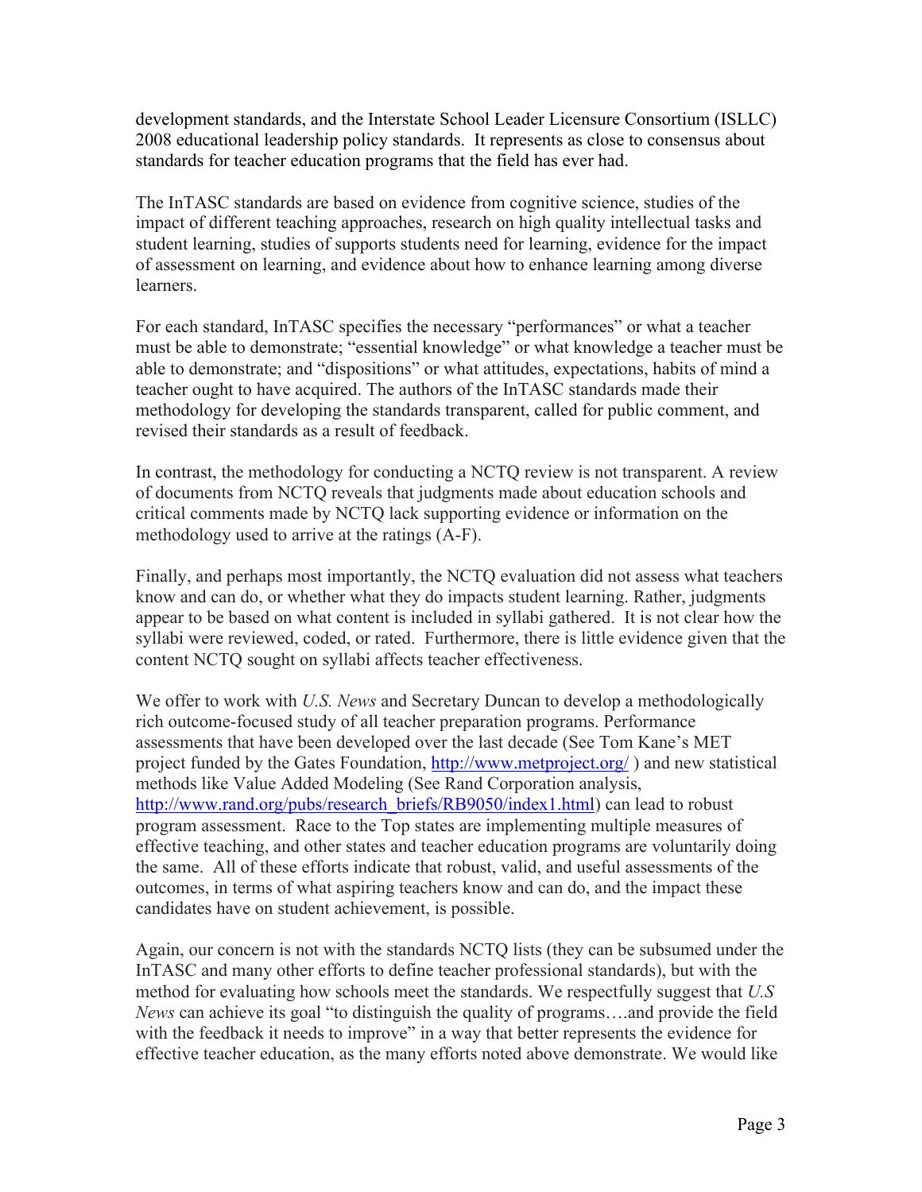development standards, and the Interstate School Leader Licensure Consortium (ISLLC) 2008 educational leadership policy standards. It represents as close to consensus about standards for teacher education programs that the field has ever had.

The InTASC standards are based on evidence from cognitive science, studies of the impact of different teaching approaches, research on high quality intellectual tasks and student learning, studies of supports students need for learning, evidence for the impact of assessment on learning, and evidence about how to enhance learning among diverse learners.

For each standard, InTASC specifies the necessary "performances" or what a teacher must be able to demonstrate; "essential knowledge" or what knowledge a teacher must be able to demonstrate; and "dispositions" or what attitudes, expectations, habits of mind a teacher ought to have acquired. The authors of the InTASC standards made their methodology for developing the standards transparent, called for public comment, and revised their standards as a result of feedback.

In contrast, the methodology for conducting a NCTQ review is not transparent. A review of documents from NCTQ reveals that judgments made about education schools and critical comments made by NCTQ lack supporting evidence or information on the methodology used to arrive at the ratings (A-F).

Finally, and perhaps most importantly, the NCTQ evaluation did not assess what teachers know and can do, or whether what they do impacts student learning. Rather, judgments appear to be based on what content is included in syllabi gathered. It is not clear how the syllabi were reviewed, coded, or rated. Furthermore, there is little evidence given that the content NCTQ sought on syllabi affects teacher effectiveness.

We offer to work with *U.S. News* and Secretary Duncan to develop a methodologically rich outcome-focused study of all teacher preparation programs. Performance assessments that have been developed over the last decade (See Tom Kane's MET project funded by the Gates Foundation, http://www.metproject.org/ ) and new statistical methods like Value Added Modeling (See Rand Corporation analysis, http://www.rand.org/pubs/research_briefs/RB9050/index1.html) can lead to robust program assessment. Race to the Top states are implementing multiple measures of effective teaching, and other states and teacher education programs are voluntarily doing the same. All of these efforts indicate that robust, valid, and useful assessments of the outcomes, in terms of what aspiring teachers know and can do, and the impact these candidates have on student achievement, is possible.

Again, our concern is not with the standards NCTQ lists (they can be subsumed under the InTASC and many other efforts to define teacher professional standards), but with the method for evaluating how schools meet the standards. We respectfully suggest that *U.S News* can achieve its goal "to distinguish the quality of programs….and provide the field with the feedback it needs to improve" in a way that better represents the evidence for effective teacher education, as the many efforts noted above demonstrate. We would like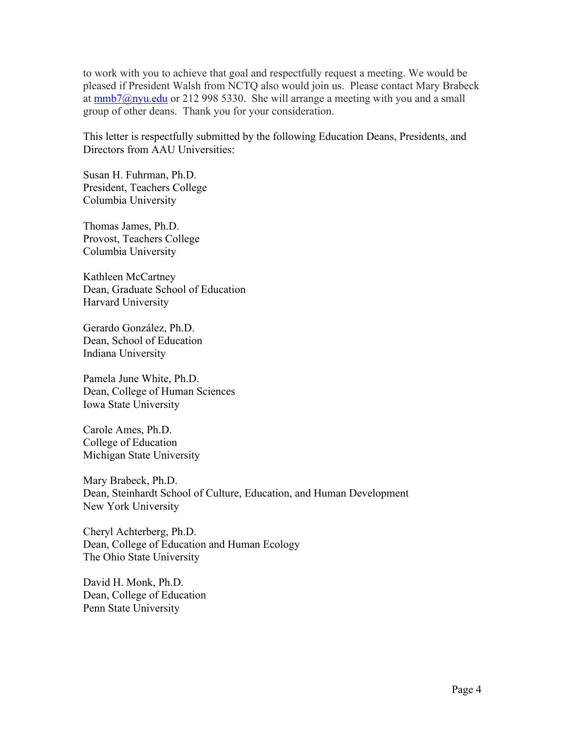to work with you to achieve that goal and respectfully request a meeting. We would be pleased if President Walsh from NCTQ also would join us. Please contact Mary Brabeck at mmb7@nyu.edu or 212 998 5330. She will arrange a meeting with you and a small group of other deans. Thank you for your consideration.

This letter is respectfully submitted by the following Education Deans, Presidents, and Directors from AAU Universities:

Susan H. Fuhrman, Ph.D.
President, Teachers College
Columbia University

Thomas James, Ph.D.
Provost, Teachers College
Columbia University

Kathleen McCartney
Dean, Graduate School of Education
Harvard University

Gerardo González, Ph.D.
Dean, School of Education
Indiana University

Pamela June White, Ph.D.
Dean, College of Human Sciences
Iowa State University

Carole Ames, Ph.D.
College of Education
Michigan State University

Mary Brabeck, Ph.D.
Dean, Steinhardt School of Culture, Education, and Human Development
New York University

Cheryl Achterberg, Ph.D.
Dean, College of Education and Human Ecology
The Ohio State University

David H. Monk, Ph.D.
Dean, College of Education
Penn State University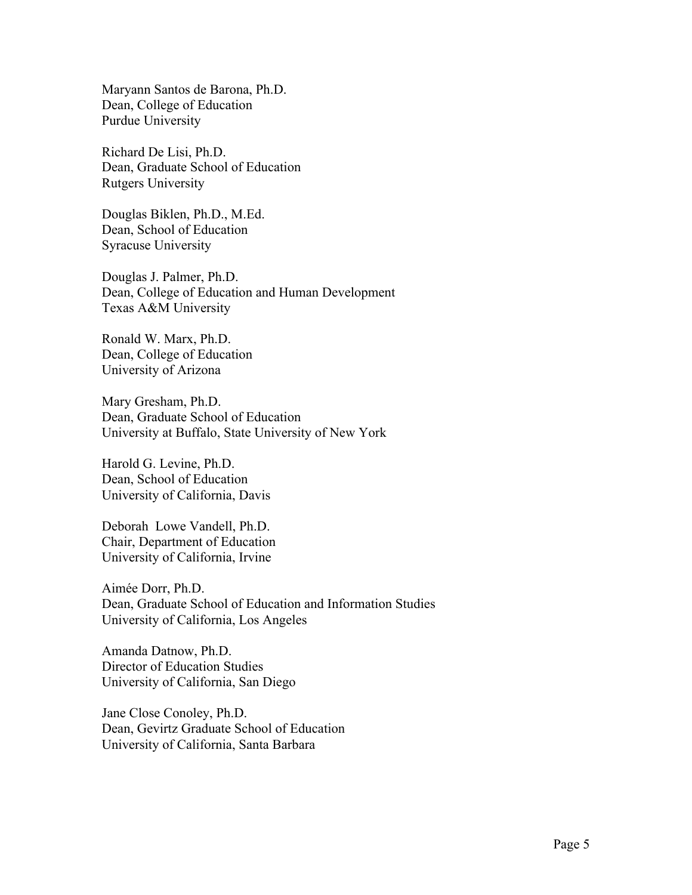Maryann Santos de Barona, Ph.D.
Dean, College of Education
Purdue University

Richard De Lisi, Ph.D.
Dean, Graduate School of Education
Rutgers University

Douglas Biklen, Ph.D., M.Ed.
Dean, School of Education
Syracuse University

Douglas J. Palmer, Ph.D.
Dean, College of Education and Human Development
Texas A&M University

Ronald W. Marx, Ph.D.
Dean, College of Education
University of Arizona

Mary Gresham, Ph.D.
Dean, Graduate School of Education
University at Buffalo, State University of New York

Harold G. Levine, Ph.D.
Dean, School of Education
University of California, Davis

Deborah Lowe Vandell, Ph.D.
Chair, Department of Education
University of California, Irvine

Aimée Dorr, Ph.D.
Dean, Graduate School of Education and Information Studies
University of California, Los Angeles

Amanda Datnow, Ph.D.
Director of Education Studies
University of California, San Diego

Jane Close Conoley, Ph.D.
Dean, Gevirtz Graduate School of Education
University of California, Santa Barbara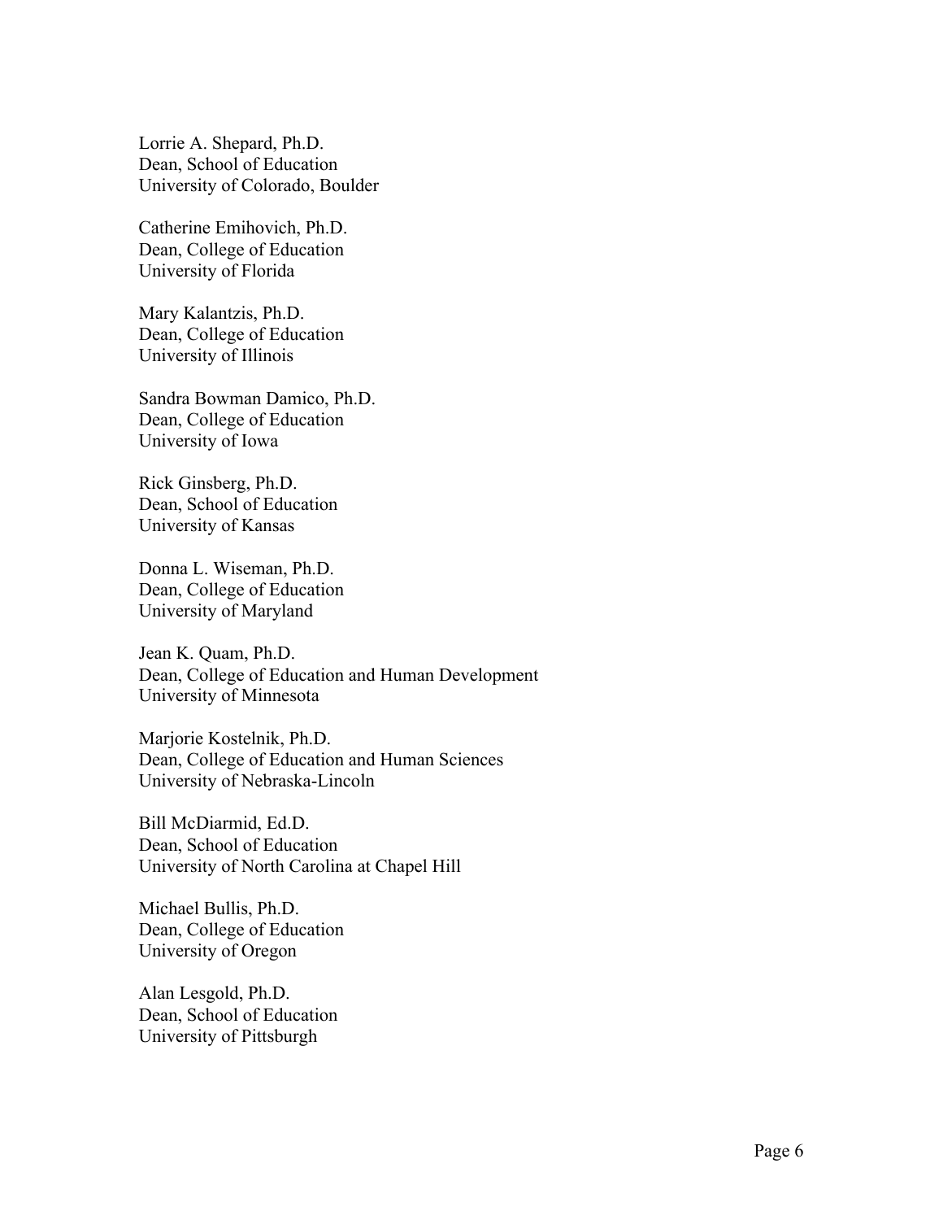Lorrie A. Shepard, Ph.D.
Dean, School of Education
University of Colorado, Boulder

Catherine Emihovich, Ph.D.
Dean, College of Education
University of Florida

Mary Kalantzis, Ph.D.
Dean, College of Education
University of Illinois

Sandra Bowman Damico, Ph.D.
Dean, College of Education
University of Iowa

Rick Ginsberg, Ph.D.
Dean, School of Education
University of Kansas

Donna L. Wiseman, Ph.D.
Dean, College of Education
University of Maryland

Jean K. Quam, Ph.D.
Dean, College of Education and Human Development
University of Minnesota

Marjorie Kostelnik, Ph.D.
Dean, College of Education and Human Sciences
University of Nebraska-Lincoln

Bill McDiarmid, Ed.D.
Dean, School of Education
University of North Carolina at Chapel Hill

Michael Bullis, Ph.D.
Dean, College of Education
University of Oregon

Alan Lesgold, Ph.D.
Dean, School of Education
University of Pittsburgh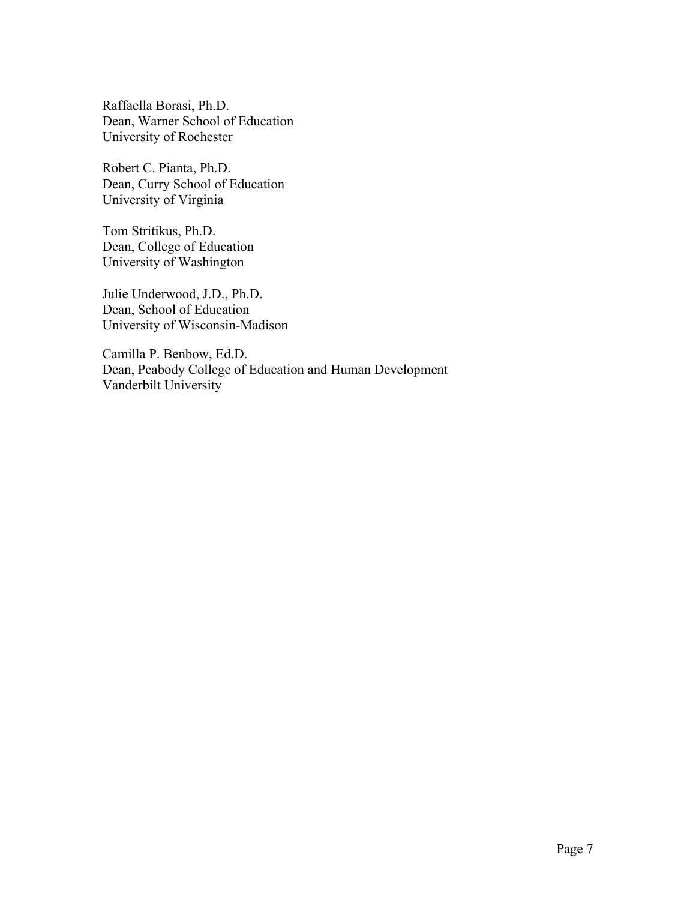Raffaella Borasi, Ph.D.
Dean, Warner School of Education
University of Rochester

Robert C. Pianta, Ph.D.
Dean, Curry School of Education
University of Virginia

Tom Stritikus, Ph.D.
Dean, College of Education
University of Washington

Julie Underwood, J.D., Ph.D.
Dean, School of Education
University of Wisconsin-Madison

Camilla P. Benbow, Ed.D.
Dean, Peabody College of Education and Human Development
Vanderbilt University